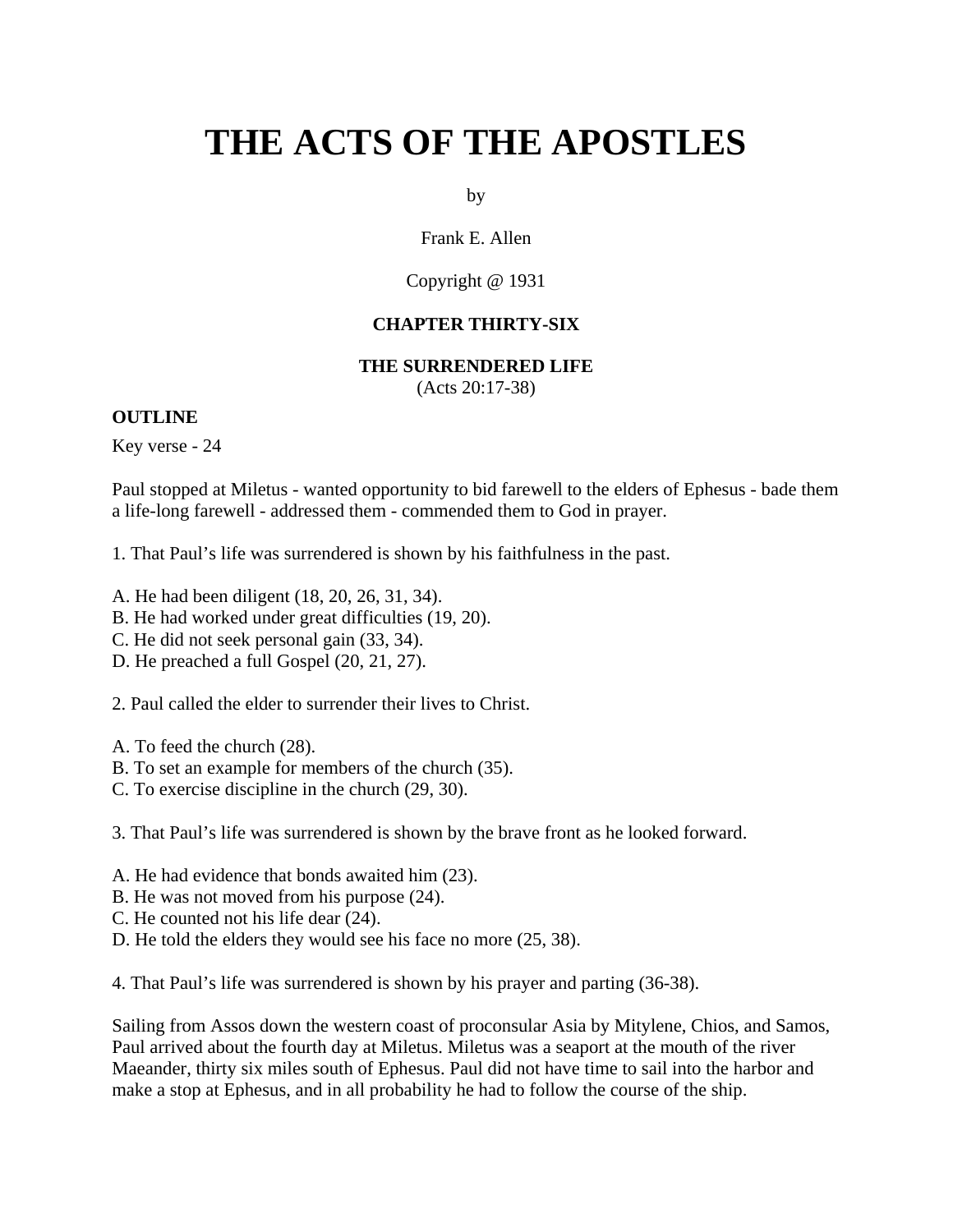# THE ACTS OF THE APOSTLES

by

Frank E. Allen

Copyright @ 1931

### CHAPTER THIRTY-SIX

### THE SURRENDERED LIFE

(Acts 20:17-38)

**OUTLINE**

Key verse - 24

Paul stopped at Miletus - wanted opportunity to bid farewell to the elders of Ephesus - bade them a life-long farewell - addressed them - commended them to God in prayer.

1. That Paul's life was surrendered is shown by his faithfulness in the past.

A. He had been diligent (18, 20, 26, 31, 34).
B. He had worked under great difficulties (19, 20).
C. He did not seek personal gain (33, 34).
D. He preached a full Gospel (20, 21, 27).

2. Paul called the elder to surrender their lives to Christ.

A. To feed the church (28).
B. To set an example for members of the church (35).
C. To exercise discipline in the church (29, 30).

3. That Paul's life was surrendered is shown by the brave front as he looked forward.

A. He had evidence that bonds awaited him (23).
B. He was not moved from his purpose (24).
C. He counted not his life dear (24).
D. He told the elders they would see his face no more (25, 38).

4. That Paul's life was surrendered is shown by his prayer and parting (36-38).

Sailing from Assos down the western coast of proconsular Asia by Mitylene, Chios, and Samos, Paul arrived about the fourth day at Miletus. Miletus was a seaport at the mouth of the river Maeander, thirty six miles south of Ephesus. Paul did not have time to sail into the harbor and make a stop at Ephesus, and in all probability he had to follow the course of the ship.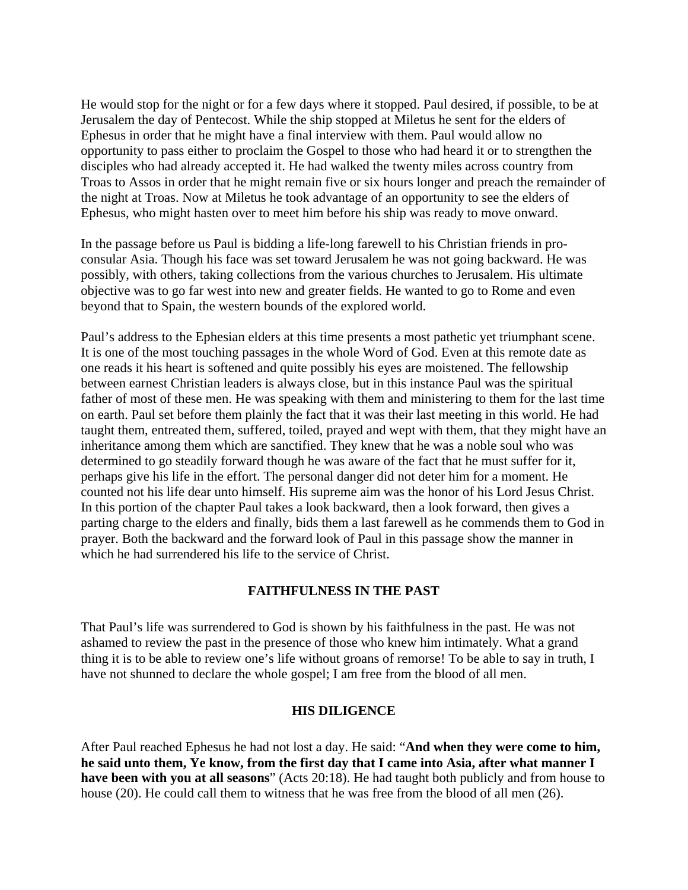He would stop for the night or for a few days where it stopped. Paul desired, if possible, to be at Jerusalem the day of Pentecost. While the ship stopped at Miletus he sent for the elders of Ephesus in order that he might have a final interview with them. Paul would allow no opportunity to pass either to proclaim the Gospel to those who had heard it or to strengthen the disciples who had already accepted it. He had walked the twenty miles across country from Troas to Assos in order that he might remain five or six hours longer and preach the remainder of the night at Troas. Now at Miletus he took advantage of an opportunity to see the elders of Ephesus, who might hasten over to meet him before his ship was ready to move onward.

In the passage before us Paul is bidding a life-long farewell to his Christian friends in pro-consular Asia. Though his face was set toward Jerusalem he was not going backward. He was possibly, with others, taking collections from the various churches to Jerusalem. His ultimate objective was to go far west into new and greater fields. He wanted to go to Rome and even beyond that to Spain, the western bounds of the explored world.

Paul's address to the Ephesian elders at this time presents a most pathetic yet triumphant scene. It is one of the most touching passages in the whole Word of God. Even at this remote date as one reads it his heart is softened and quite possibly his eyes are moistened. The fellowship between earnest Christian leaders is always close, but in this instance Paul was the spiritual father of most of these men. He was speaking with them and ministering to them for the last time on earth. Paul set before them plainly the fact that it was their last meeting in this world. He had taught them, entreated them, suffered, toiled, prayed and wept with them, that they might have an inheritance among them which are sanctified. They knew that he was a noble soul who was determined to go steadily forward though he was aware of the fact that he must suffer for it, perhaps give his life in the effort. The personal danger did not deter him for a moment. He counted not his life dear unto himself. His supreme aim was the honor of his Lord Jesus Christ. In this portion of the chapter Paul takes a look backward, then a look forward, then gives a parting charge to the elders and finally, bids them a last farewell as he commends them to God in prayer. Both the backward and the forward look of Paul in this passage show the manner in which he had surrendered his life to the service of Christ.

## FAITHFULNESS IN THE PAST

That Paul's life was surrendered to God is shown by his faithfulness in the past. He was not ashamed to review the past in the presence of those who knew him intimately. What a grand thing it is to be able to review one's life without groans of remorse! To be able to say in truth, I have not shunned to declare the whole gospel; I am free from the blood of all men.

### HIS DILIGENCE

After Paul reached Ephesus he had not lost a day. He said: "**And when they were come to him, he said unto them, Ye know, from the first day that I came into Asia, after what manner I have been with you at all seasons**" (Acts 20:18). He had taught both publicly and from house to house (20). He could call them to witness that he was free from the blood of all men (26).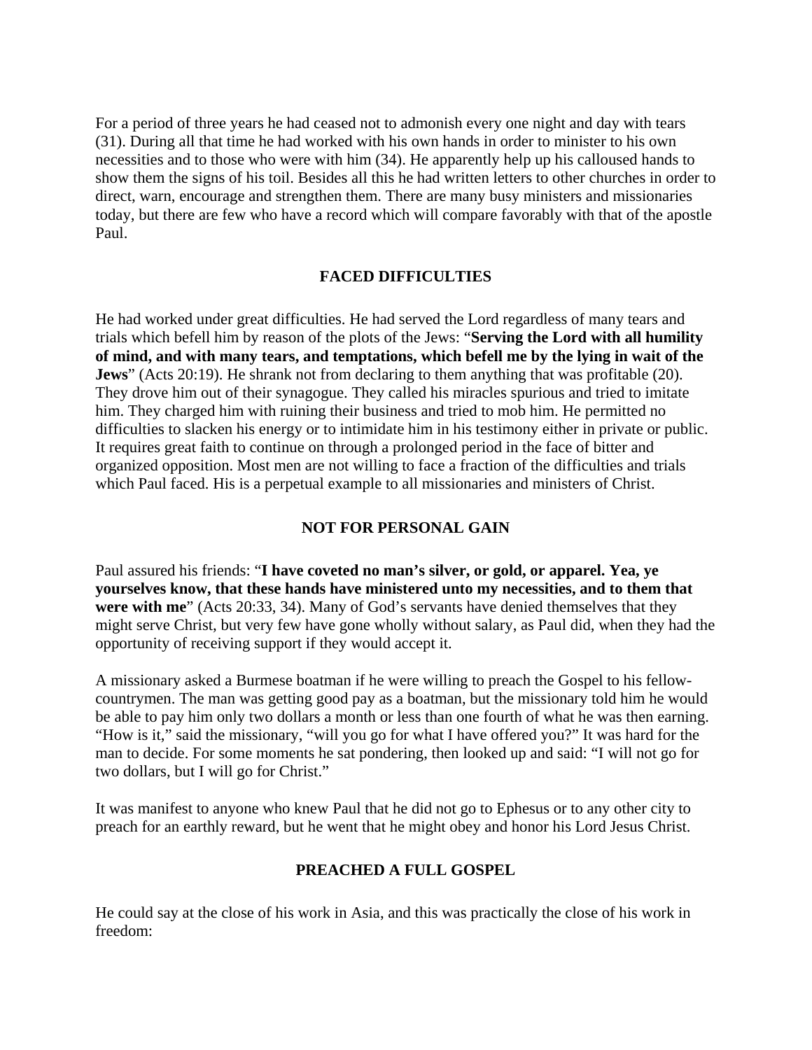For a period of three years he had ceased not to admonish every one night and day with tears (31). During all that time he had worked with his own hands in order to minister to his own necessities and to those who were with him (34). He apparently help up his calloused hands to show them the signs of his toil. Besides all this he had written letters to other churches in order to direct, warn, encourage and strengthen them. There are many busy ministers and missionaries today, but there are few who have a record which will compare favorably with that of the apostle Paul.

## FACED DIFFICULTIES

He had worked under great difficulties. He had served the Lord regardless of many tears and trials which befell him by reason of the plots of the Jews: "**Serving the Lord with all humility of mind, and with many tears, and temptations, which befell me by the lying in wait of the Jews**" (Acts 20:19). He shrank not from declaring to them anything that was profitable (20). They drove him out of their synagogue. They called his miracles spurious and tried to imitate him. They charged him with ruining their business and tried to mob him. He permitted no difficulties to slacken his energy or to intimidate him in his testimony either in private or public. It requires great faith to continue on through a prolonged period in the face of bitter and organized opposition. Most men are not willing to face a fraction of the difficulties and trials which Paul faced. His is a perpetual example to all missionaries and ministers of Christ.

## NOT FOR PERSONAL GAIN

Paul assured his friends: "**I have coveted no man's silver, or gold, or apparel. Yea, ye yourselves know, that these hands have ministered unto my necessities, and to them that were with me**" (Acts 20:33, 34). Many of God's servants have denied themselves that they might serve Christ, but very few have gone wholly without salary, as Paul did, when they had the opportunity of receiving support if they would accept it.

A missionary asked a Burmese boatman if he were willing to preach the Gospel to his fellow-countrymen. The man was getting good pay as a boatman, but the missionary told him he would be able to pay him only two dollars a month or less than one fourth of what he was then earning. "How is it," said the missionary, "will you go for what I have offered you?" It was hard for the man to decide. For some moments he sat pondering, then looked up and said: "I will not go for two dollars, but I will go for Christ."

It was manifest to anyone who knew Paul that he did not go to Ephesus or to any other city to preach for an earthly reward, but he went that he might obey and honor his Lord Jesus Christ.

## PREACHED A FULL GOSPEL

He could say at the close of his work in Asia, and this was practically the close of his work in freedom: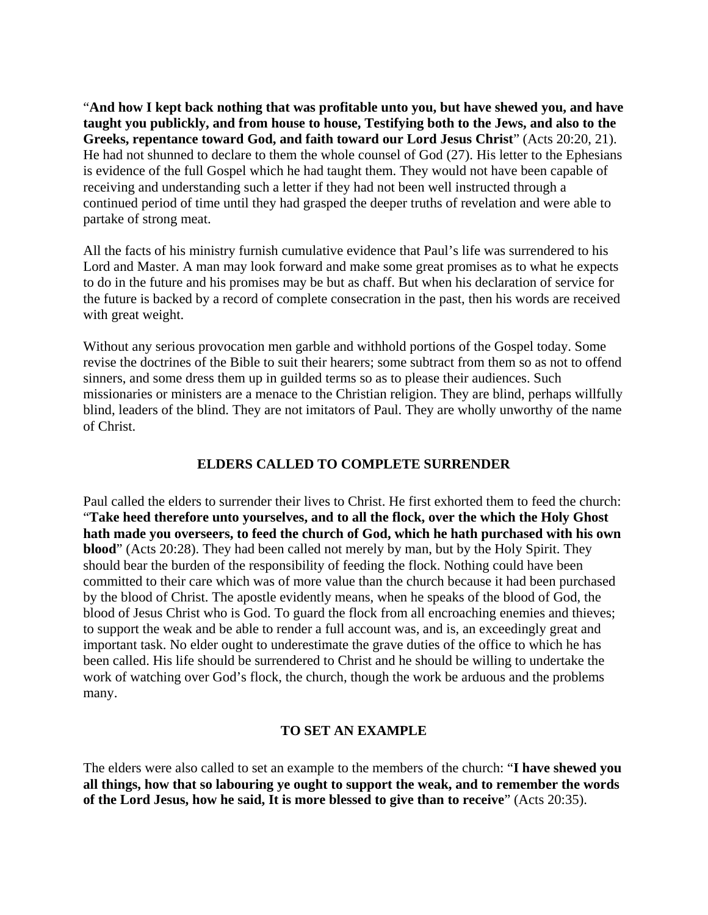"**And how I kept back nothing that was profitable unto you, but have shewed you, and have taught you publickly, and from house to house, Testifying both to the Jews, and also to the Greeks, repentance toward God, and faith toward our Lord Jesus Christ**" (Acts 20:20, 21). He had not shunned to declare to them the whole counsel of God (27). His letter to the Ephesians is evidence of the full Gospel which he had taught them. They would not have been capable of receiving and understanding such a letter if they had not been well instructed through a continued period of time until they had grasped the deeper truths of revelation and were able to partake of strong meat.

All the facts of his ministry furnish cumulative evidence that Paul's life was surrendered to his Lord and Master. A man may look forward and make some great promises as to what he expects to do in the future and his promises may be but as chaff. But when his declaration of service for the future is backed by a record of complete consecration in the past, then his words are received with great weight.

Without any serious provocation men garble and withhold portions of the Gospel today. Some revise the doctrines of the Bible to suit their hearers; some subtract from them so as not to offend sinners, and some dress them up in guilded terms so as to please their audiences. Such missionaries or ministers are a menace to the Christian religion. They are blind, perhaps willfully blind, leaders of the blind. They are not imitators of Paul. They are wholly unworthy of the name of Christ.

## ELDERS CALLED TO COMPLETE SURRENDER

Paul called the elders to surrender their lives to Christ. He first exhorted them to feed the church: "**Take heed therefore unto yourselves, and to all the flock, over the which the Holy Ghost hath made you overseers, to feed the church of God, which he hath purchased with his own blood**" (Acts 20:28). They had been called not merely by man, but by the Holy Spirit. They should bear the burden of the responsibility of feeding the flock. Nothing could have been committed to their care which was of more value than the church because it had been purchased by the blood of Christ. The apostle evidently means, when he speaks of the blood of God, the blood of Jesus Christ who is God. To guard the flock from all encroaching enemies and thieves; to support the weak and be able to render a full account was, and is, an exceedingly great and important task. No elder ought to underestimate the grave duties of the office to which he has been called. His life should be surrendered to Christ and he should be willing to undertake the work of watching over God's flock, the church, though the work be arduous and the problems many.

## TO SET AN EXAMPLE

The elders were also called to set an example to the members of the church: "**I have shewed you all things, how that so labouring ye ought to support the weak, and to remember the words of the Lord Jesus, how he said, It is more blessed to give than to receive**" (Acts 20:35).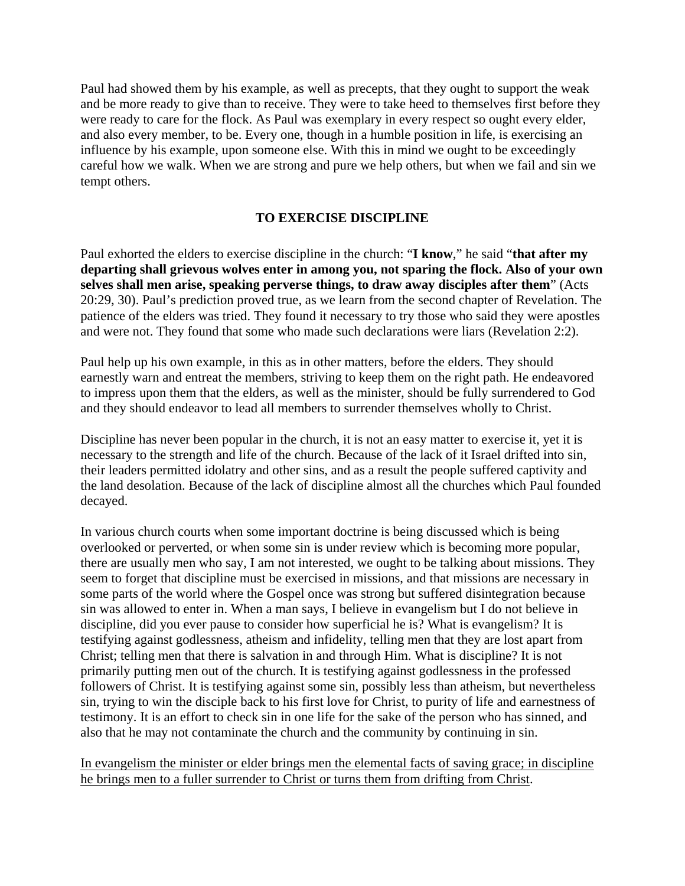Paul had showed them by his example, as well as precepts, that they ought to support the weak and be more ready to give than to receive. They were to take heed to themselves first before they were ready to care for the flock. As Paul was exemplary in every respect so ought every elder, and also every member, to be. Every one, though in a humble position in life, is exercising an influence by his example, upon someone else. With this in mind we ought to be exceedingly careful how we walk. When we are strong and pure we help others, but when we fail and sin we tempt others.

## TO EXERCISE DISCIPLINE

Paul exhorted the elders to exercise discipline in the church: "**I know**," he said "**that after my departing shall grievous wolves enter in among you, not sparing the flock. Also of your own selves shall men arise, speaking perverse things, to draw away disciples after them**" (Acts 20:29, 30). Paul's prediction proved true, as we learn from the second chapter of Revelation. The patience of the elders was tried. They found it necessary to try those who said they were apostles and were not. They found that some who made such declarations were liars (Revelation 2:2).

Paul help up his own example, in this as in other matters, before the elders. They should earnestly warn and entreat the members, striving to keep them on the right path. He endeavored to impress upon them that the elders, as well as the minister, should be fully surrendered to God and they should endeavor to lead all members to surrender themselves wholly to Christ.

Discipline has never been popular in the church, it is not an easy matter to exercise it, yet it is necessary to the strength and life of the church. Because of the lack of it Israel drifted into sin, their leaders permitted idolatry and other sins, and as a result the people suffered captivity and the land desolation. Because of the lack of discipline almost all the churches which Paul founded decayed.

In various church courts when some important doctrine is being discussed which is being overlooked or perverted, or when some sin is under review which is becoming more popular, there are usually men who say, I am not interested, we ought to be talking about missions. They seem to forget that discipline must be exercised in missions, and that missions are necessary in some parts of the world where the Gospel once was strong but suffered disintegration because sin was allowed to enter in. When a man says, I believe in evangelism but I do not believe in discipline, did you ever pause to consider how superficial he is? What is evangelism? It is testifying against godlessness, atheism and infidelity, telling men that they are lost apart from Christ; telling men that there is salvation in and through Him. What is discipline? It is not primarily putting men out of the church. It is testifying against godlessness in the professed followers of Christ. It is testifying against some sin, possibly less than atheism, but nevertheless sin, trying to win the disciple back to his first love for Christ, to purity of life and earnestness of testimony. It is an effort to check sin in one life for the sake of the person who has sinned, and also that he may not contaminate the church and the community by continuing in sin.

<u>In evangelism the minister or elder brings men the elemental facts of saving grace; in discipline he brings men to a fuller surrender to Christ or turns them from drifting from Christ</u>.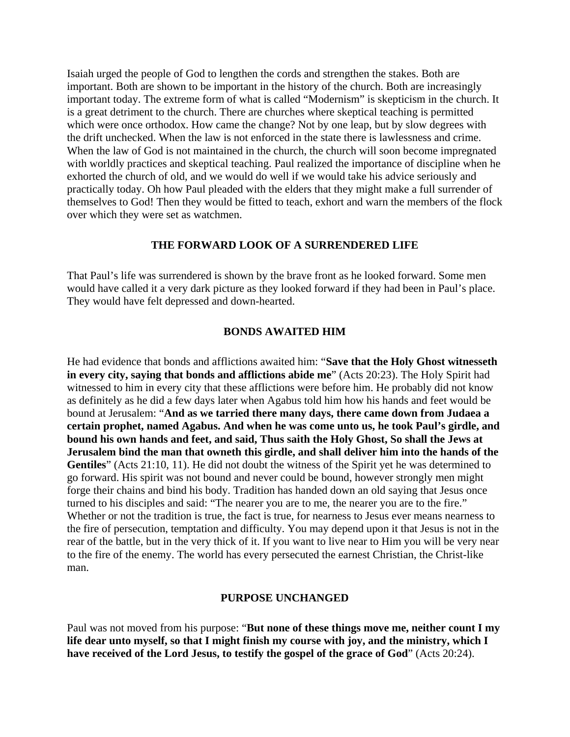Isaiah urged the people of God to lengthen the cords and strengthen the stakes. Both are important. Both are shown to be important in the history of the church. Both are increasingly important today. The extreme form of what is called "Modernism" is skepticism in the church. It is a great detriment to the church. There are churches where skeptical teaching is permitted which were once orthodox. How came the change? Not by one leap, but by slow degrees with the drift unchecked. When the law is not enforced in the state there is lawlessness and crime. When the law of God is not maintained in the church, the church will soon become impregnated with worldly practices and skeptical teaching. Paul realized the importance of discipline when he exhorted the church of old, and we would do well if we would take his advice seriously and practically today. Oh how Paul pleaded with the elders that they might make a full surrender of themselves to God! Then they would be fitted to teach, exhort and warn the members of the flock over which they were set as watchmen.

## THE FORWARD LOOK OF A SURRENDERED LIFE

That Paul's life was surrendered is shown by the brave front as he looked forward. Some men would have called it a very dark picture as they looked forward if they had been in Paul's place. They would have felt depressed and down-hearted.

## BONDS AWAITED HIM

He had evidence that bonds and afflictions awaited him: "**Save that the Holy Ghost witnesseth in every city, saying that bonds and afflictions abide me**" (Acts 20:23). The Holy Spirit had witnessed to him in every city that these afflictions were before him. He probably did not know as definitely as he did a few days later when Agabus told him how his hands and feet would be bound at Jerusalem: "**And as we tarried there many days, there came down from Judaea a certain prophet, named Agabus. And when he was come unto us, he took Paul's girdle, and bound his own hands and feet, and said, Thus saith the Holy Ghost, So shall the Jews at Jerusalem bind the man that owneth this girdle, and shall deliver him into the hands of the Gentiles**" (Acts 21:10, 11). He did not doubt the witness of the Spirit yet he was determined to go forward. His spirit was not bound and never could be bound, however strongly men might forge their chains and bind his body. Tradition has handed down an old saying that Jesus once turned to his disciples and said: "The nearer you are to me, the nearer you are to the fire." Whether or not the tradition is true, the fact is true, for nearness to Jesus ever means nearness to the fire of persecution, temptation and difficulty. You may depend upon it that Jesus is not in the rear of the battle, but in the very thick of it. If you want to live near to Him you will be very near to the fire of the enemy. The world has every persecuted the earnest Christian, the Christ-like man.

## PURPOSE UNCHANGED

Paul was not moved from his purpose: "**But none of these things move me, neither count I my life dear unto myself, so that I might finish my course with joy, and the ministry, which I have received of the Lord Jesus, to testify the gospel of the grace of God**" (Acts 20:24).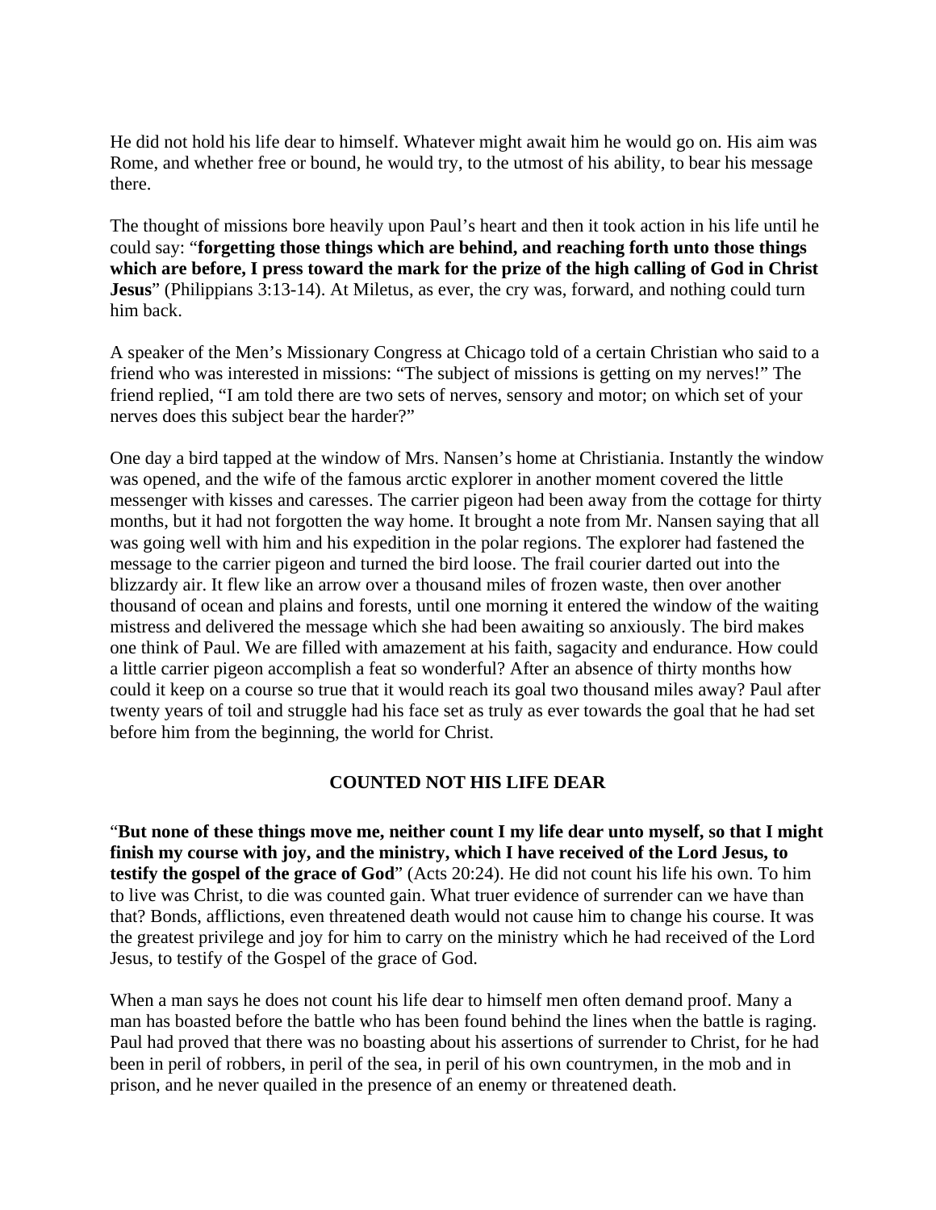He did not hold his life dear to himself. Whatever might await him he would go on. His aim was Rome, and whether free or bound, he would try, to the utmost of his ability, to bear his message there.

The thought of missions bore heavily upon Paul's heart and then it took action in his life until he could say: "**forgetting those things which are behind, and reaching forth unto those things which are before, I press toward the mark for the prize of the high calling of God in Christ Jesus**" (Philippians 3:13-14). At Miletus, as ever, the cry was, forward, and nothing could turn him back.

A speaker of the Men's Missionary Congress at Chicago told of a certain Christian who said to a friend who was interested in missions: "The subject of missions is getting on my nerves!" The friend replied, "I am told there are two sets of nerves, sensory and motor; on which set of your nerves does this subject bear the harder?"

One day a bird tapped at the window of Mrs. Nansen's home at Christiania. Instantly the window was opened, and the wife of the famous arctic explorer in another moment covered the little messenger with kisses and caresses. The carrier pigeon had been away from the cottage for thirty months, but it had not forgotten the way home. It brought a note from Mr. Nansen saying that all was going well with him and his expedition in the polar regions. The explorer had fastened the message to the carrier pigeon and turned the bird loose. The frail courier darted out into the blizzardy air. It flew like an arrow over a thousand miles of frozen waste, then over another thousand of ocean and plains and forests, until one morning it entered the window of the waiting mistress and delivered the message which she had been awaiting so anxiously. The bird makes one think of Paul. We are filled with amazement at his faith, sagacity and endurance. How could a little carrier pigeon accomplish a feat so wonderful? After an absence of thirty months how could it keep on a course so true that it would reach its goal two thousand miles away? Paul after twenty years of toil and struggle had his face set as truly as ever towards the goal that he had set before him from the beginning, the world for Christ.

## COUNTED NOT HIS LIFE DEAR

"**But none of these things move me, neither count I my life dear unto myself, so that I might finish my course with joy, and the ministry, which I have received of the Lord Jesus, to testify the gospel of the grace of God**" (Acts 20:24). He did not count his life his own. To him to live was Christ, to die was counted gain. What truer evidence of surrender can we have than that? Bonds, afflictions, even threatened death would not cause him to change his course. It was the greatest privilege and joy for him to carry on the ministry which he had received of the Lord Jesus, to testify of the Gospel of the grace of God.

When a man says he does not count his life dear to himself men often demand proof. Many a man has boasted before the battle who has been found behind the lines when the battle is raging. Paul had proved that there was no boasting about his assertions of surrender to Christ, for he had been in peril of robbers, in peril of the sea, in peril of his own countrymen, in the mob and in prison, and he never quailed in the presence of an enemy or threatened death.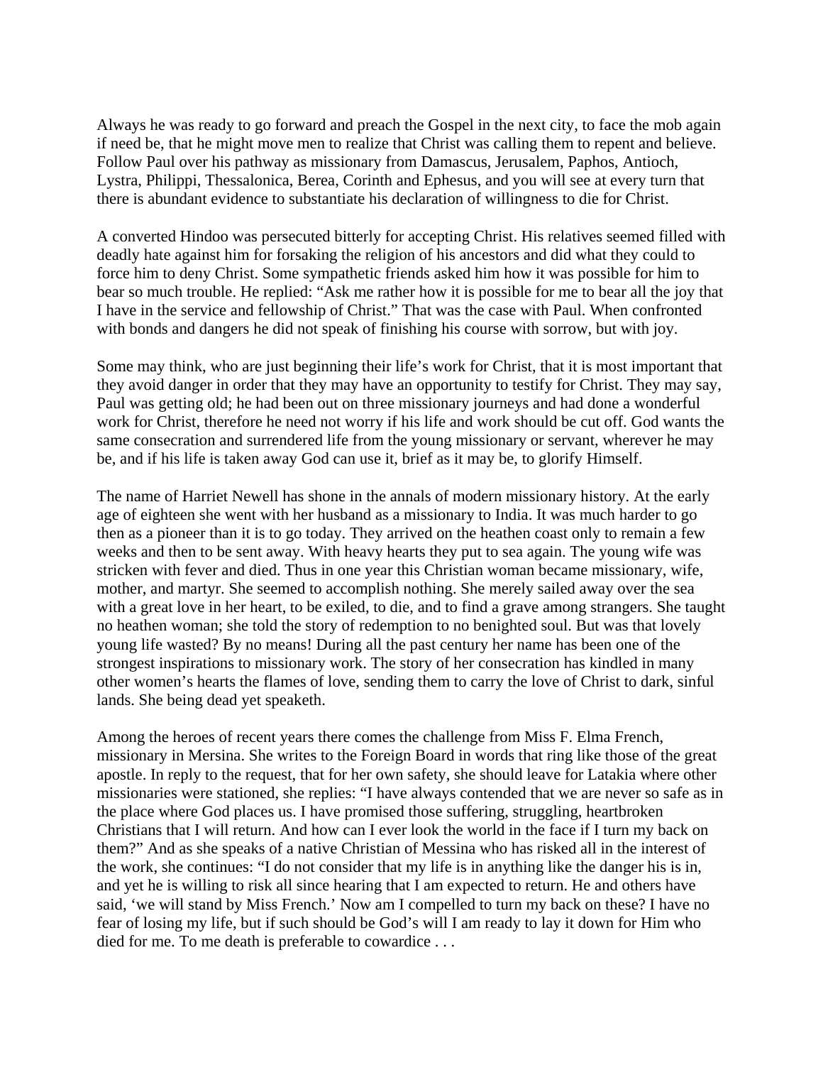Always he was ready to go forward and preach the Gospel in the next city, to face the mob again if need be, that he might move men to realize that Christ was calling them to repent and believe. Follow Paul over his pathway as missionary from Damascus, Jerusalem, Paphos, Antioch, Lystra, Philippi, Thessalonica, Berea, Corinth and Ephesus, and you will see at every turn that there is abundant evidence to substantiate his declaration of willingness to die for Christ.

A converted Hindoo was persecuted bitterly for accepting Christ. His relatives seemed filled with deadly hate against him for forsaking the religion of his ancestors and did what they could to force him to deny Christ. Some sympathetic friends asked him how it was possible for him to bear so much trouble. He replied: "Ask me rather how it is possible for me to bear all the joy that I have in the service and fellowship of Christ." That was the case with Paul. When confronted with bonds and dangers he did not speak of finishing his course with sorrow, but with joy.

Some may think, who are just beginning their life's work for Christ, that it is most important that they avoid danger in order that they may have an opportunity to testify for Christ. They may say, Paul was getting old; he had been out on three missionary journeys and had done a wonderful work for Christ, therefore he need not worry if his life and work should be cut off. God wants the same consecration and surrendered life from the young missionary or servant, wherever he may be, and if his life is taken away God can use it, brief as it may be, to glorify Himself.

The name of Harriet Newell has shone in the annals of modern missionary history. At the early age of eighteen she went with her husband as a missionary to India. It was much harder to go then as a pioneer than it is to go today. They arrived on the heathen coast only to remain a few weeks and then to be sent away. With heavy hearts they put to sea again. The young wife was stricken with fever and died. Thus in one year this Christian woman became missionary, wife, mother, and martyr. She seemed to accomplish nothing. She merely sailed away over the sea with a great love in her heart, to be exiled, to die, and to find a grave among strangers. She taught no heathen woman; she told the story of redemption to no benighted soul. But was that lovely young life wasted? By no means! During all the past century her name has been one of the strongest inspirations to missionary work. The story of her consecration has kindled in many other women's hearts the flames of love, sending them to carry the love of Christ to dark, sinful lands. She being dead yet speaketh.

Among the heroes of recent years there comes the challenge from Miss F. Elma French, missionary in Mersina. She writes to the Foreign Board in words that ring like those of the great apostle. In reply to the request, that for her own safety, she should leave for Latakia where other missionaries were stationed, she replies: "I have always contended that we are never so safe as in the place where God places us. I have promised those suffering, struggling, heartbroken Christians that I will return. And how can I ever look the world in the face if I turn my back on them?" And as she speaks of a native Christian of Messina who has risked all in the interest of the work, she continues: "I do not consider that my life is in anything like the danger his is in, and yet he is willing to risk all since hearing that I am expected to return. He and others have said, 'we will stand by Miss French.' Now am I compelled to turn my back on these? I have no fear of losing my life, but if such should be God's will I am ready to lay it down for Him who died for me. To me death is preferable to cowardice . . .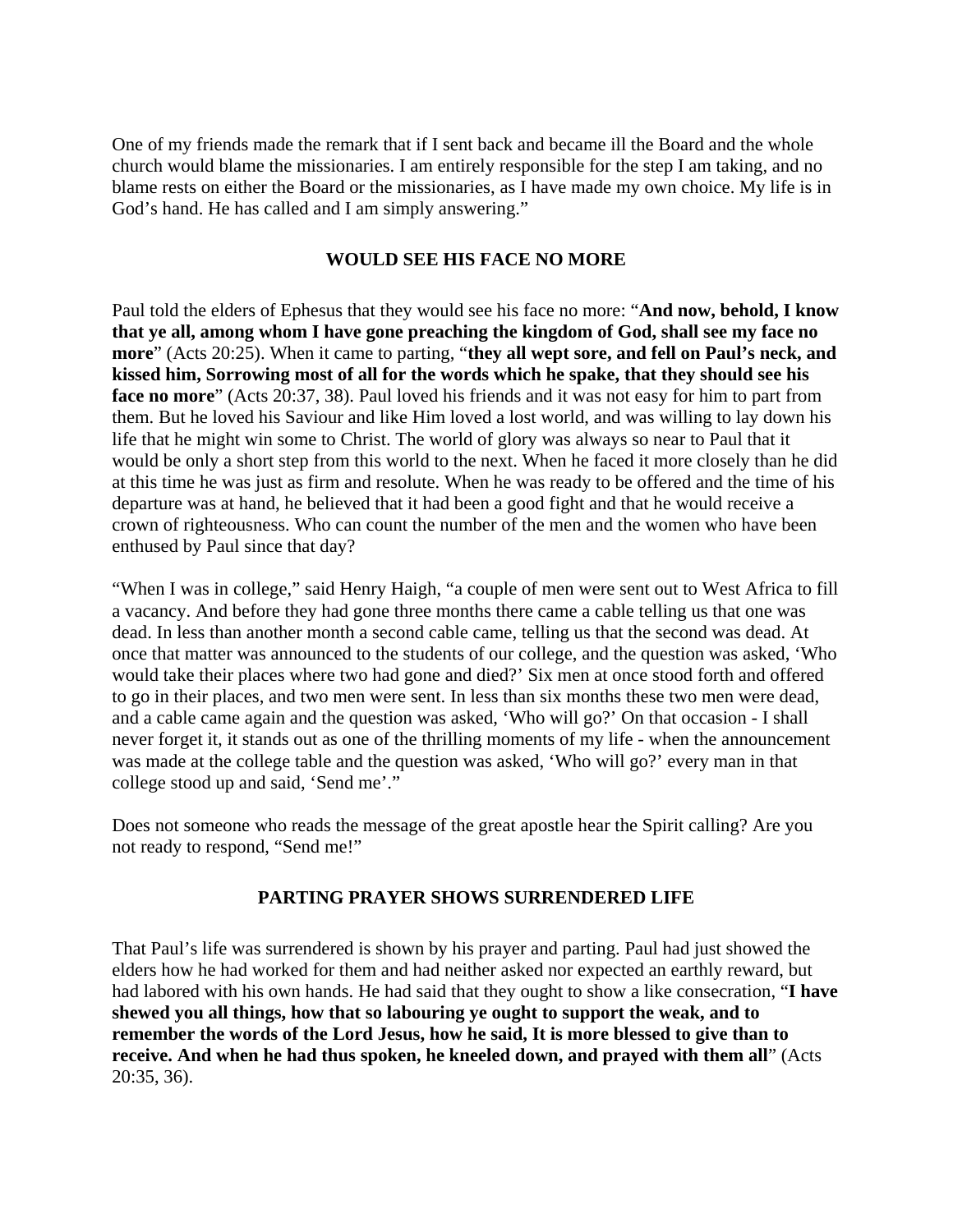One of my friends made the remark that if I sent back and became ill the Board and the whole church would blame the missionaries. I am entirely responsible for the step I am taking, and no blame rests on either the Board or the missionaries, as I have made my own choice. My life is in God's hand. He has called and I am simply answering."

## WOULD SEE HIS FACE NO MORE

Paul told the elders of Ephesus that they would see his face no more: "**And now, behold, I know that ye all, among whom I have gone preaching the kingdom of God, shall see my face no more**" (Acts 20:25). When it came to parting, "**they all wept sore, and fell on Paul's neck, and kissed him, Sorrowing most of all for the words which he spake, that they should see his face no more**" (Acts 20:37, 38). Paul loved his friends and it was not easy for him to part from them. But he loved his Saviour and like Him loved a lost world, and was willing to lay down his life that he might win some to Christ. The world of glory was always so near to Paul that it would be only a short step from this world to the next. When he faced it more closely than he did at this time he was just as firm and resolute. When he was ready to be offered and the time of his departure was at hand, he believed that it had been a good fight and that he would receive a crown of righteousness. Who can count the number of the men and the women who have been enthused by Paul since that day?

"When I was in college," said Henry Haigh, "a couple of men were sent out to West Africa to fill a vacancy. And before they had gone three months there came a cable telling us that one was dead. In less than another month a second cable came, telling us that the second was dead. At once that matter was announced to the students of our college, and the question was asked, 'Who would take their places where two had gone and died?' Six men at once stood forth and offered to go in their places, and two men were sent. In less than six months these two men were dead, and a cable came again and the question was asked, 'Who will go?' On that occasion - I shall never forget it, it stands out as one of the thrilling moments of my life - when the announcement was made at the college table and the question was asked, 'Who will go?' every man in that college stood up and said, 'Send me'."

Does not someone who reads the message of the great apostle hear the Spirit calling? Are you not ready to respond, "Send me!"

## PARTING PRAYER SHOWS SURRENDERED LIFE

That Paul's life was surrendered is shown by his prayer and parting. Paul had just showed the elders how he had worked for them and had neither asked nor expected an earthly reward, but had labored with his own hands. He had said that they ought to show a like consecration, "**I have shewed you all things, how that so labouring ye ought to support the weak, and to remember the words of the Lord Jesus, how he said, It is more blessed to give than to receive. And when he had thus spoken, he kneeled down, and prayed with them all**" (Acts 20:35, 36).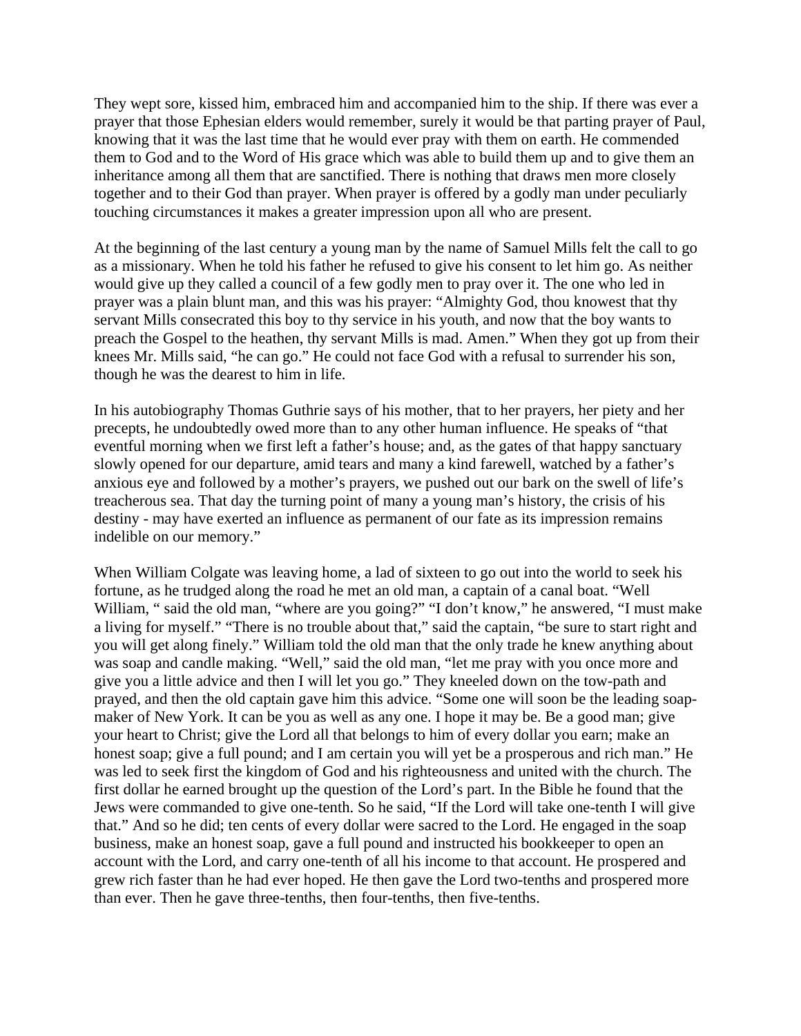They wept sore, kissed him, embraced him and accompanied him to the ship. If there was ever a prayer that those Ephesian elders would remember, surely it would be that parting prayer of Paul, knowing that it was the last time that he would ever pray with them on earth. He commended them to God and to the Word of His grace which was able to build them up and to give them an inheritance among all them that are sanctified. There is nothing that draws men more closely together and to their God than prayer. When prayer is offered by a godly man under peculiarly touching circumstances it makes a greater impression upon all who are present.

At the beginning of the last century a young man by the name of Samuel Mills felt the call to go as a missionary. When he told his father he refused to give his consent to let him go. As neither would give up they called a council of a few godly men to pray over it. The one who led in prayer was a plain blunt man, and this was his prayer: "Almighty God, thou knowest that thy servant Mills consecrated this boy to thy service in his youth, and now that the boy wants to preach the Gospel to the heathen, thy servant Mills is mad. Amen." When they got up from their knees Mr. Mills said, "he can go." He could not face God with a refusal to surrender his son, though he was the dearest to him in life.

In his autobiography Thomas Guthrie says of his mother, that to her prayers, her piety and her precepts, he undoubtedly owed more than to any other human influence. He speaks of "that eventful morning when we first left a father's house; and, as the gates of that happy sanctuary slowly opened for our departure, amid tears and many a kind farewell, watched by a father's anxious eye and followed by a mother's prayers, we pushed out our bark on the swell of life's treacherous sea. That day the turning point of many a young man's history, the crisis of his destiny - may have exerted an influence as permanent of our fate as its impression remains indelible on our memory."

When William Colgate was leaving home, a lad of sixteen to go out into the world to seek his fortune, as he trudged along the road he met an old man, a captain of a canal boat. "Well William, " said the old man, "where are you going?" "I don't know," he answered, "I must make a living for myself." "There is no trouble about that," said the captain, "be sure to start right and you will get along finely." William told the old man that the only trade he knew anything about was soap and candle making. "Well," said the old man, "let me pray with you once more and give you a little advice and then I will let you go." They kneeled down on the tow-path and prayed, and then the old captain gave him this advice. "Some one will soon be the leading soap-maker of New York. It can be you as well as any one. I hope it may be. Be a good man; give your heart to Christ; give the Lord all that belongs to him of every dollar you earn; make an honest soap; give a full pound; and I am certain you will yet be a prosperous and rich man." He was led to seek first the kingdom of God and his righteousness and united with the church. The first dollar he earned brought up the question of the Lord's part. In the Bible he found that the Jews were commanded to give one-tenth. So he said, "If the Lord will take one-tenth I will give that." And so he did; ten cents of every dollar were sacred to the Lord. He engaged in the soap business, make an honest soap, gave a full pound and instructed his bookkeeper to open an account with the Lord, and carry one-tenth of all his income to that account. He prospered and grew rich faster than he had ever hoped. He then gave the Lord two-tenths and prospered more than ever. Then he gave three-tenths, then four-tenths, then five-tenths.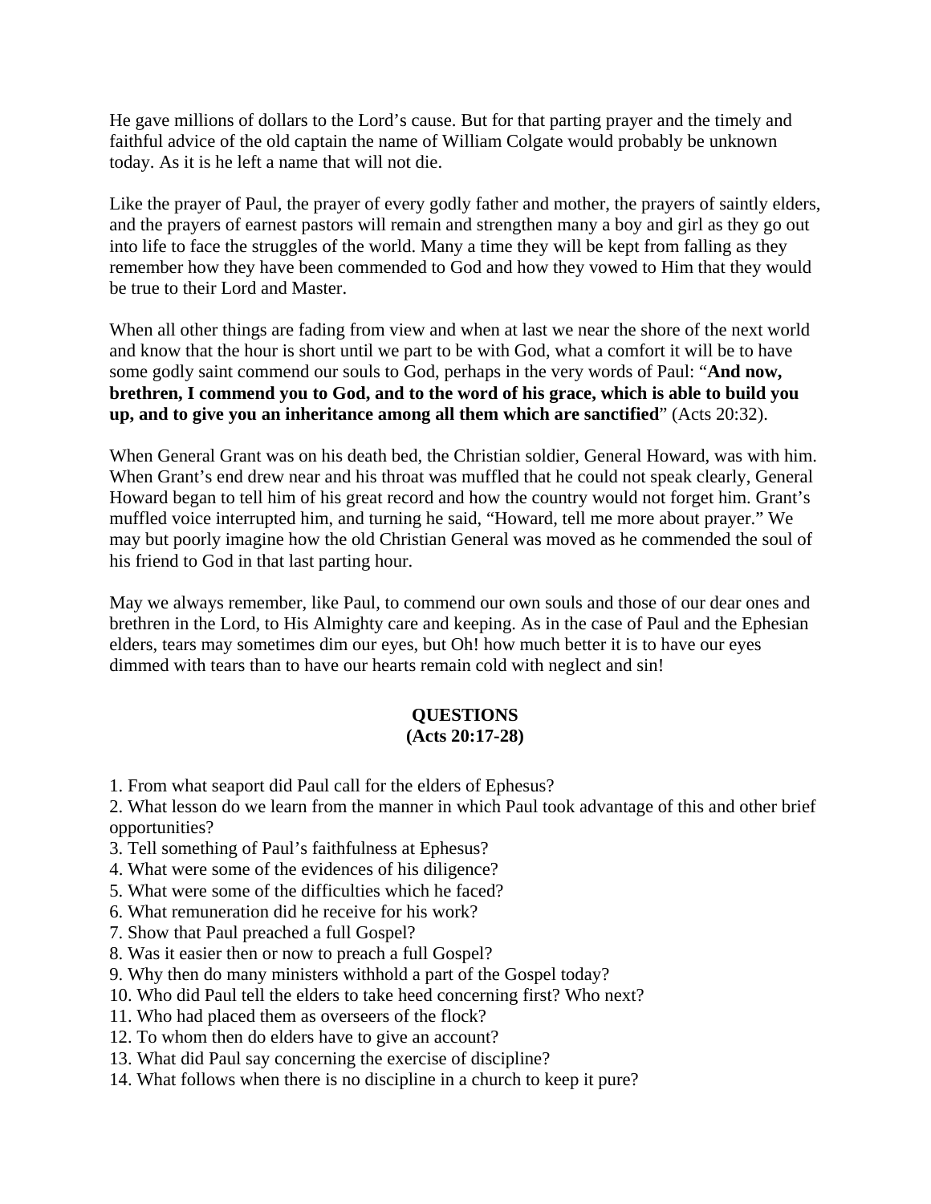He gave millions of dollars to the Lord's cause. But for that parting prayer and the timely and faithful advice of the old captain the name of William Colgate would probably be unknown today. As it is he left a name that will not die.

Like the prayer of Paul, the prayer of every godly father and mother, the prayers of saintly elders, and the prayers of earnest pastors will remain and strengthen many a boy and girl as they go out into life to face the struggles of the world. Many a time they will be kept from falling as they remember how they have been commended to God and how they vowed to Him that they would be true to their Lord and Master.

When all other things are fading from view and when at last we near the shore of the next world and know that the hour is short until we part to be with God, what a comfort it will be to have some godly saint commend our souls to God, perhaps in the very words of Paul: "**And now, brethren, I commend you to God, and to the word of his grace, which is able to build you up, and to give you an inheritance among all them which are sanctified**" (Acts 20:32).

When General Grant was on his death bed, the Christian soldier, General Howard, was with him. When Grant's end drew near and his throat was muffled that he could not speak clearly, General Howard began to tell him of his great record and how the country would not forget him. Grant's muffled voice interrupted him, and turning he said, "Howard, tell me more about prayer." We may but poorly imagine how the old Christian General was moved as he commended the soul of his friend to God in that last parting hour.

May we always remember, like Paul, to commend our own souls and those of our dear ones and brethren in the Lord, to His Almighty care and keeping. As in the case of Paul and the Ephesian elders, tears may sometimes dim our eyes, but Oh! how much better it is to have our eyes dimmed with tears than to have our hearts remain cold with neglect and sin!

## QUESTIONS
## (Acts 20:17-28)

1. From what seaport did Paul call for the elders of Ephesus?
2. What lesson do we learn from the manner in which Paul took advantage of this and other brief opportunities?
3. Tell something of Paul's faithfulness at Ephesus?
4. What were some of the evidences of his diligence?
5. What were some of the difficulties which he faced?
6. What remuneration did he receive for his work?
7. Show that Paul preached a full Gospel?
8. Was it easier then or now to preach a full Gospel?
9. Why then do many ministers withhold a part of the Gospel today?
10. Who did Paul tell the elders to take heed concerning first? Who next?
11. Who had placed them as overseers of the flock?
12. To whom then do elders have to give an account?
13. What did Paul say concerning the exercise of discipline?
14. What follows when there is no discipline in a church to keep it pure?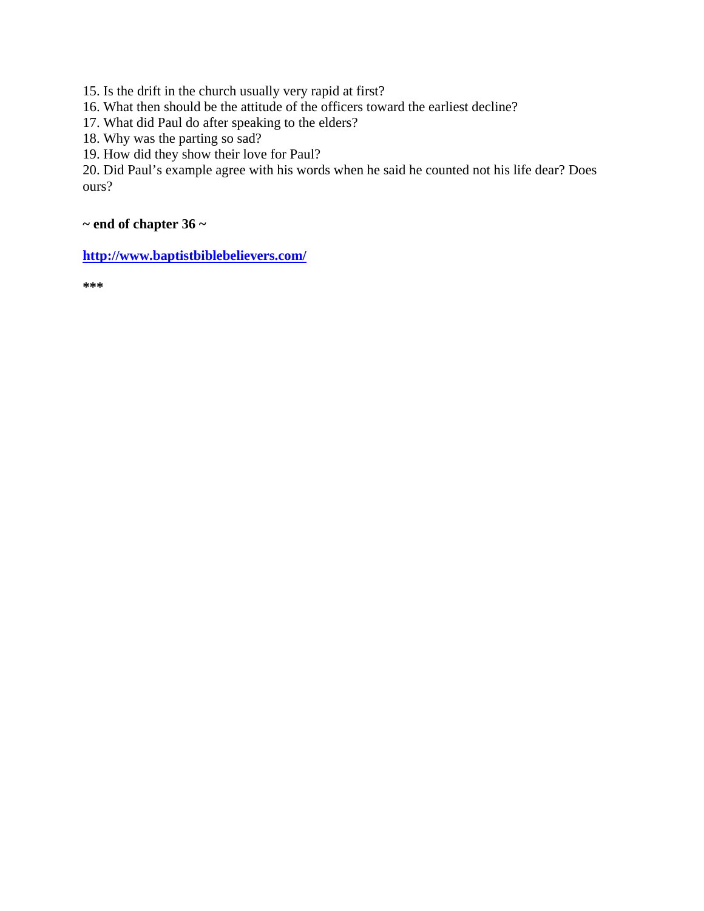15. Is the drift in the church usually very rapid at first?
16. What then should be the attitude of the officers toward the earliest decline?
17. What did Paul do after speaking to the elders?
18. Why was the parting so sad?
19. How did they show their love for Paul?
20. Did Paul's example agree with his words when he said he counted not his life dear? Does ours?

**~ end of chapter 36 ~**

**http://www.baptistbiblebelievers.com/**

**\*\*\***